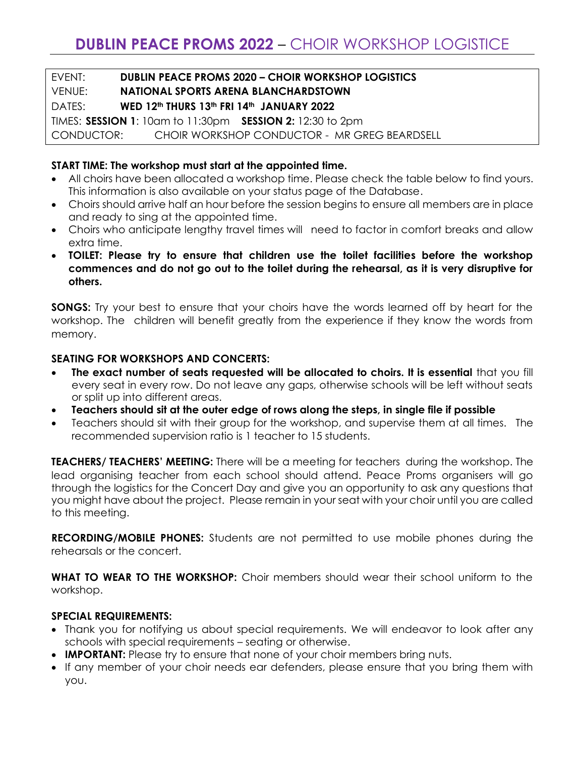# **DUBLIN PEACE PROMS 2022** – CHOIR WORKSHOP LOGISTICE

| EVENT: | **DUBLIN PEACE PROMS 2020 – CHOIR WORKSHOP LOGISTICS** |
| --- | --- |
| VENUE: | **NATIONAL SPORTS ARENA BLANCHARDSTOWN** |
| DATES: | **WED 12th THURS 13th FRI 14th JANUARY 2022** |
| TIMES: **SESSION 1**: 10am to 11:30pm **SESSION 2:** 12:30 to 2pm | |
| CONDUCTOR: | CHOIR WORKSHOP CONDUCTOR - MR GREG BEARDSELL |

**START TIME: The workshop must start at the appointed time.**

- All choirs have been allocated a workshop time. Please check the table below to find yours. This information is also available on your status page of the Database.
- Choirs should arrive half an hour before the session begins to ensure all members are in place and ready to sing at the appointed time.
- Choirs who anticipate lengthy travel times will need to factor in comfort breaks and allow extra time.
- **TOILET: Please try to ensure that children use the toilet facilities before the workshop commences and do not go out to the toilet during the rehearsal, as it is very disruptive for others.**

**SONGS:** Try your best to ensure that your choirs have the words learned off by heart for the workshop. The children will benefit greatly from the experience if they know the words from memory.

**SEATING FOR WORKSHOPS AND CONCERTS:**

- **The exact number of seats requested will be allocated to choirs. It is essential** that you fill every seat in every row. Do not leave any gaps, otherwise schools will be left without seats or split up into different areas.
- **Teachers should sit at the outer edge of rows along the steps, in single file if possible**
- Teachers should sit with their group for the workshop, and supervise them at all times. The recommended supervision ratio is 1 teacher to 15 students.

**TEACHERS/ TEACHERS' MEETING:** There will be a meeting for teachers during the workshop. The lead organising teacher from each school should attend. Peace Proms organisers will go through the logistics for the Concert Day and give you an opportunity to ask any questions that you might have about the project. Please remain in your seat with your choir until you are called to this meeting.

**RECORDING/MOBILE PHONES:** Students are not permitted to use mobile phones during the rehearsals or the concert.

**WHAT TO WEAR TO THE WORKSHOP:** Choir members should wear their school uniform to the workshop.

**SPECIAL REQUIREMENTS:**

- Thank you for notifying us about special requirements. We will endeavor to look after any schools with special requirements – seating or otherwise.
- **IMPORTANT:** Please try to ensure that none of your choir members bring nuts.
- If any member of your choir needs ear defenders, please ensure that you bring them with you.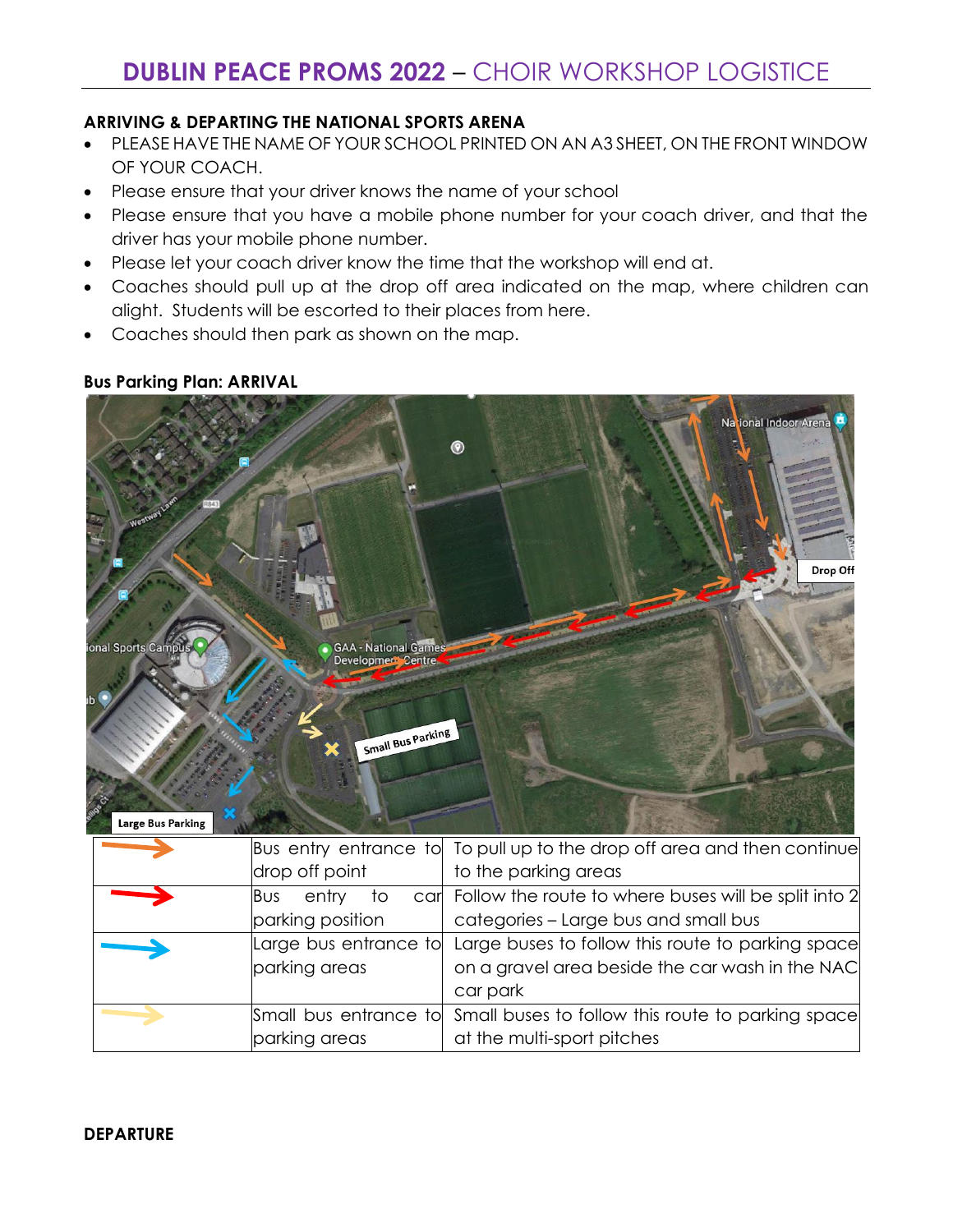# DUBLIN PEACE PROMS 2022 – CHOIR WORKSHOP LOGISTICE

**ARRIVING & DEPARTING THE NATIONAL SPORTS ARENA**

- PLEASE HAVE THE NAME OF YOUR SCHOOL PRINTED ON AN A3 SHEET, ON THE FRONT WINDOW OF YOUR COACH.
- Please ensure that your driver knows the name of your school
- Please ensure that you have a mobile phone number for your coach driver, and that the driver has your mobile phone number.
- Please let your coach driver know the time that the workshop will end at.
- Coaches should pull up at the drop off area indicated on the map, where children can alight. Students will be escorted to their places from here.
- Coaches should then park as shown on the map.

**Bus Parking Plan: ARRIVAL**

| | | |
|---|---|---|
| Orange arrow | Bus entry entrance to drop off point | To pull up to the drop off area and then continue to the parking areas |
| Red arrow | Bus entry to car parking position | Follow the route to where buses will be split into 2 categories – Large bus and small bus |
| Blue arrow | Large bus entrance to parking areas | Large buses to follow this route to parking space on a gravel area beside the car wash in the NAC car park |
| Yellow arrow | Small bus entrance to parking areas | Small buses to follow this route to parking space at the multi-sport pitches |

**DEPARTURE**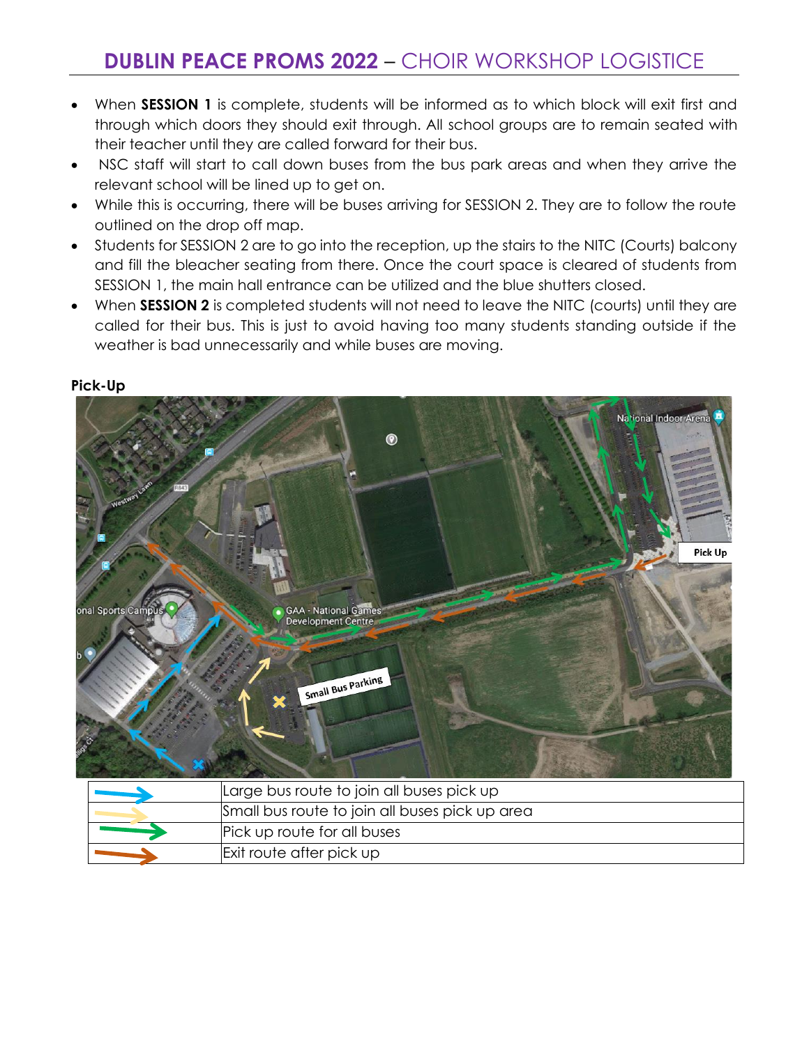# DUBLIN PEACE PROMS 2022 – CHOIR WORKSHOP LOGISTICE

- When **SESSION 1** is complete, students will be informed as to which block will exit first and through which doors they should exit through. All school groups are to remain seated with their teacher until they are called forward for their bus.
- NSC staff will start to call down buses from the bus park areas and when they arrive the relevant school will be lined up to get on.
- While this is occurring, there will be buses arriving for SESSION 2. They are to follow the route outlined on the drop off map.
- Students for SESSION 2 are to go into the reception, up the stairs to the NITC (Courts) balcony and fill the bleacher seating from there. Once the court space is cleared of students from SESSION 1, the main hall entrance can be utilized and the blue shutters closed.
- When **SESSION 2** is completed students will not need to leave the NITC (courts) until they are called for their bus. This is just to avoid having too many students standing outside if the weather is bad unnecessarily and while buses are moving.

**Pick-Up**

National Indoor Arena

Pick Up

onal Sports Campus

GAA - National Games Development Centre

Small Bus Parking

Westway Lawn

R843

| | |
|---|---|
| (blue arrow) | Large bus route to join all buses pick up |
| (yellow arrow) | Small bus route to join all buses pick up area |
| (green arrow) | Pick up route for all buses |
| (orange arrow) | Exit route after pick up |